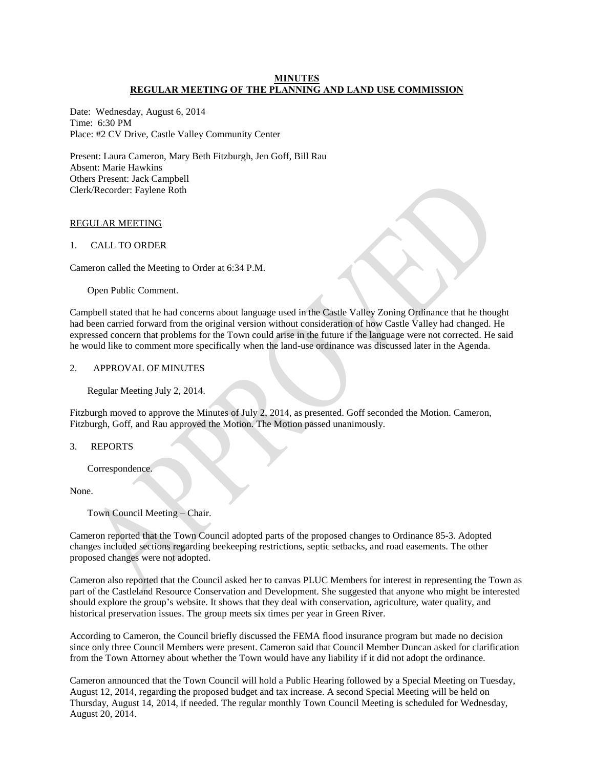**MINUTES**
**REGULAR MEETING OF THE PLANNING AND LAND USE COMMISSION**

Date: Wednesday, August 6, 2014
Time: 6:30 PM
Place: #2 CV Drive, Castle Valley Community Center

Present: Laura Cameron, Mary Beth Fitzburgh, Jen Goff, Bill Rau
Absent: Marie Hawkins
Others Present: Jack Campbell
Clerk/Recorder: Faylene Roth

REGULAR MEETING

1. CALL TO ORDER

Cameron called the Meeting to Order at 6:34 P.M.

Open Public Comment.

Campbell stated that he had concerns about language used in the Castle Valley Zoning Ordinance that he thought had been carried forward from the original version without consideration of how Castle Valley had changed. He expressed concern that problems for the Town could arise in the future if the language were not corrected. He said he would like to comment more specifically when the land-use ordinance was discussed later in the Agenda.

2. APPROVAL OF MINUTES

Regular Meeting July 2, 2014.

Fitzburgh moved to approve the Minutes of July 2, 2014, as presented. Goff seconded the Motion. Cameron, Fitzburgh, Goff, and Rau approved the Motion. The Motion passed unanimously.

3. REPORTS

Correspondence.

None.

Town Council Meeting – Chair.

Cameron reported that the Town Council adopted parts of the proposed changes to Ordinance 85-3. Adopted changes included sections regarding beekeeping restrictions, septic setbacks, and road easements. The other proposed changes were not adopted.

Cameron also reported that the Council asked her to canvas PLUC Members for interest in representing the Town as part of the Castleland Resource Conservation and Development. She suggested that anyone who might be interested should explore the group's website. It shows that they deal with conservation, agriculture, water quality, and historical preservation issues. The group meets six times per year in Green River.

According to Cameron, the Council briefly discussed the FEMA flood insurance program but made no decision since only three Council Members were present. Cameron said that Council Member Duncan asked for clarification from the Town Attorney about whether the Town would have any liability if it did not adopt the ordinance.

Cameron announced that the Town Council will hold a Public Hearing followed by a Special Meeting on Tuesday, August 12, 2014, regarding the proposed budget and tax increase. A second Special Meeting will be held on Thursday, August 14, 2014, if needed. The regular monthly Town Council Meeting is scheduled for Wednesday, August 20, 2014.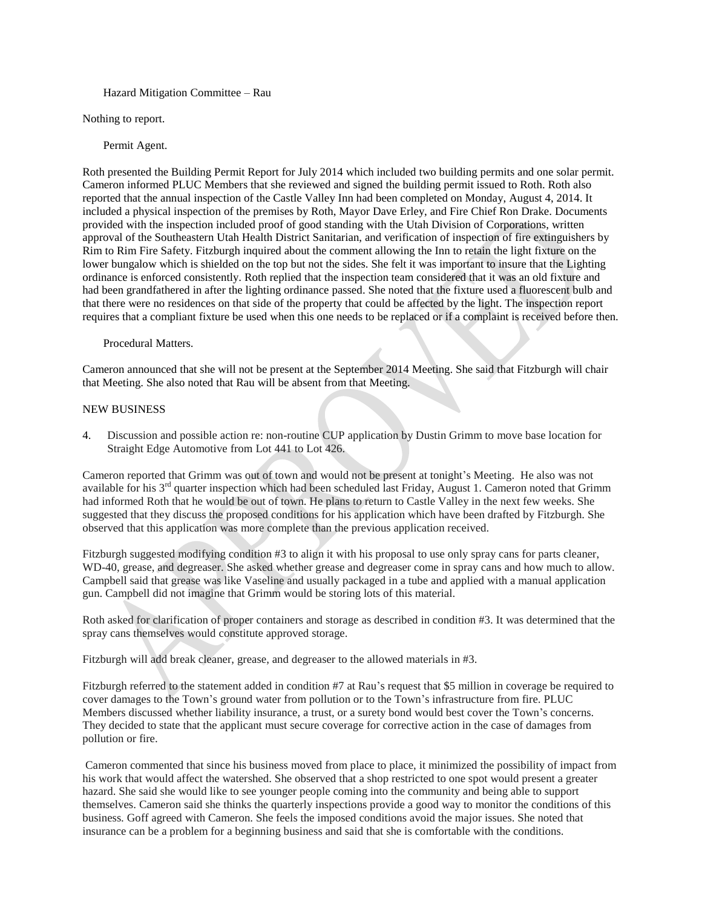Hazard Mitigation Committee – Rau

Nothing to report.

Permit Agent.

Roth presented the Building Permit Report for July 2014 which included two building permits and one solar permit. Cameron informed PLUC Members that she reviewed and signed the building permit issued to Roth. Roth also reported that the annual inspection of the Castle Valley Inn had been completed on Monday, August 4, 2014. It included a physical inspection of the premises by Roth, Mayor Dave Erley, and Fire Chief Ron Drake. Documents provided with the inspection included proof of good standing with the Utah Division of Corporations, written approval of the Southeastern Utah Health District Sanitarian, and verification of inspection of fire extinguishers by Rim to Rim Fire Safety. Fitzburgh inquired about the comment allowing the Inn to retain the light fixture on the lower bungalow which is shielded on the top but not the sides. She felt it was important to insure that the Lighting ordinance is enforced consistently. Roth replied that the inspection team considered that it was an old fixture and had been grandfathered in after the lighting ordinance passed. She noted that the fixture used a fluorescent bulb and that there were no residences on that side of the property that could be affected by the light. The inspection report requires that a compliant fixture be used when this one needs to be replaced or if a complaint is received before then.

Procedural Matters.

Cameron announced that she will not be present at the September 2014 Meeting. She said that Fitzburgh will chair that Meeting. She also noted that Rau will be absent from that Meeting.

NEW BUSINESS

4. Discussion and possible action re: non-routine CUP application by Dustin Grimm to move base location for Straight Edge Automotive from Lot 441 to Lot 426.

Cameron reported that Grimm was out of town and would not be present at tonight's Meeting. He also was not available for his 3rd quarter inspection which had been scheduled last Friday, August 1. Cameron noted that Grimm had informed Roth that he would be out of town. He plans to return to Castle Valley in the next few weeks. She suggested that they discuss the proposed conditions for his application which have been drafted by Fitzburgh. She observed that this application was more complete than the previous application received.

Fitzburgh suggested modifying condition #3 to align it with his proposal to use only spray cans for parts cleaner, WD-40, grease, and degreaser. She asked whether grease and degreaser come in spray cans and how much to allow. Campbell said that grease was like Vaseline and usually packaged in a tube and applied with a manual application gun. Campbell did not imagine that Grimm would be storing lots of this material.

Roth asked for clarification of proper containers and storage as described in condition #3. It was determined that the spray cans themselves would constitute approved storage.

Fitzburgh will add break cleaner, grease, and degreaser to the allowed materials in #3.

Fitzburgh referred to the statement added in condition #7 at Rau's request that $5 million in coverage be required to cover damages to the Town's ground water from pollution or to the Town's infrastructure from fire. PLUC Members discussed whether liability insurance, a trust, or a surety bond would best cover the Town's concerns. They decided to state that the applicant must secure coverage for corrective action in the case of damages from pollution or fire.

Cameron commented that since his business moved from place to place, it minimized the possibility of impact from his work that would affect the watershed. She observed that a shop restricted to one spot would present a greater hazard. She said she would like to see younger people coming into the community and being able to support themselves. Cameron said she thinks the quarterly inspections provide a good way to monitor the conditions of this business. Goff agreed with Cameron. She feels the imposed conditions avoid the major issues. She noted that insurance can be a problem for a beginning business and said that she is comfortable with the conditions.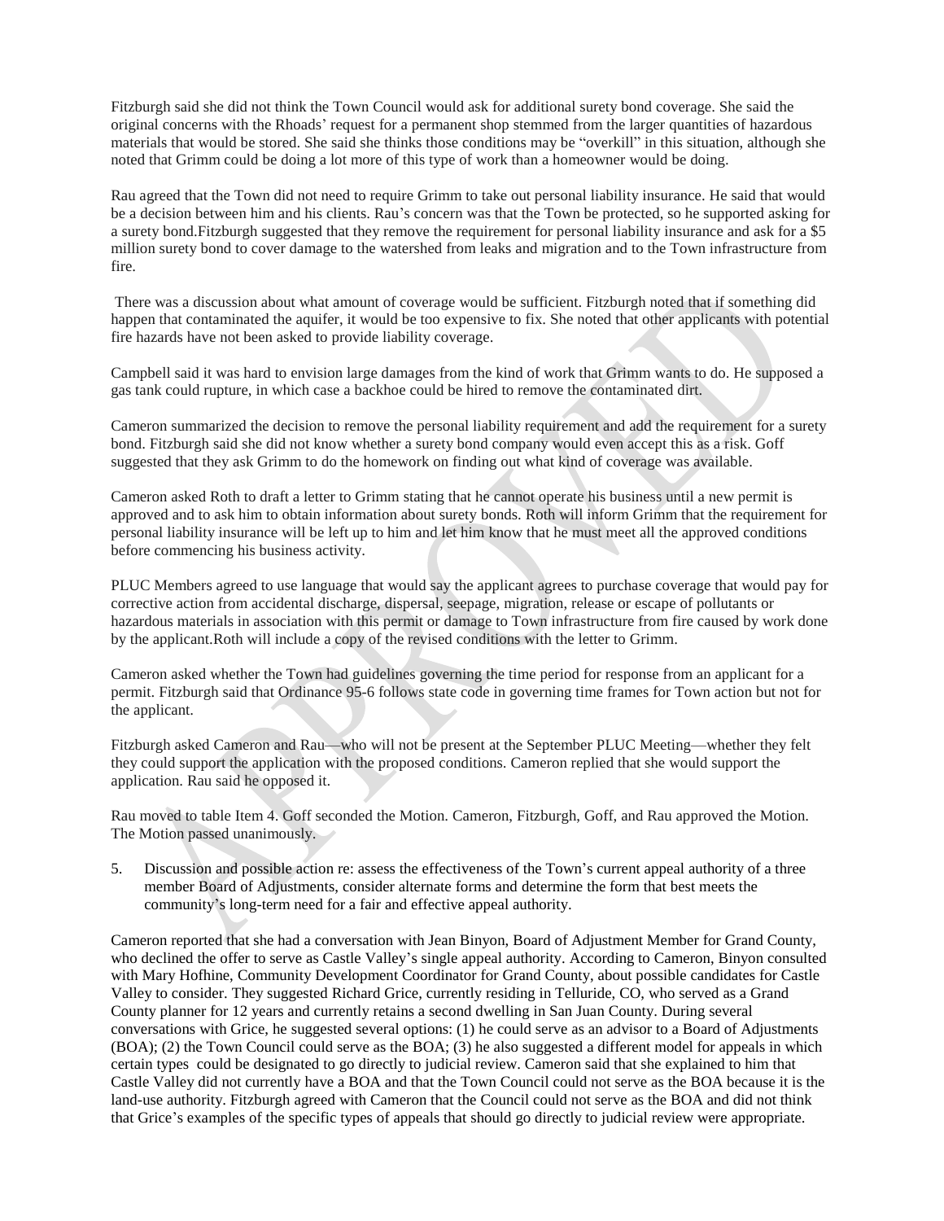Fitzburgh said she did not think the Town Council would ask for additional surety bond coverage. She said the original concerns with the Rhoads' request for a permanent shop stemmed from the larger quantities of hazardous materials that would be stored. She said she thinks those conditions may be "overkill" in this situation, although she noted that Grimm could be doing a lot more of this type of work than a homeowner would be doing.

Rau agreed that the Town did not need to require Grimm to take out personal liability insurance. He said that would be a decision between him and his clients. Rau's concern was that the Town be protected, so he supported asking for a surety bond.Fitzburgh suggested that they remove the requirement for personal liability insurance and ask for a $5 million surety bond to cover damage to the watershed from leaks and migration and to the Town infrastructure from fire.

There was a discussion about what amount of coverage would be sufficient. Fitzburgh noted that if something did happen that contaminated the aquifer, it would be too expensive to fix. She noted that other applicants with potential fire hazards have not been asked to provide liability coverage.

Campbell said it was hard to envision large damages from the kind of work that Grimm wants to do. He supposed a gas tank could rupture, in which case a backhoe could be hired to remove the contaminated dirt.

Cameron summarized the decision to remove the personal liability requirement and add the requirement for a surety bond. Fitzburgh said she did not know whether a surety bond company would even accept this as a risk. Goff suggested that they ask Grimm to do the homework on finding out what kind of coverage was available.

Cameron asked Roth to draft a letter to Grimm stating that he cannot operate his business until a new permit is approved and to ask him to obtain information about surety bonds. Roth will inform Grimm that the requirement for personal liability insurance will be left up to him and let him know that he must meet all the approved conditions before commencing his business activity.

PLUC Members agreed to use language that would say the applicant agrees to purchase coverage that would pay for corrective action from accidental discharge, dispersal, seepage, migration, release or escape of pollutants or hazardous materials in association with this permit or damage to Town infrastructure from fire caused by work done by the applicant.Roth will include a copy of the revised conditions with the letter to Grimm.

Cameron asked whether the Town had guidelines governing the time period for response from an applicant for a permit. Fitzburgh said that Ordinance 95-6 follows state code in governing time frames for Town action but not for the applicant.

Fitzburgh asked Cameron and Rau—who will not be present at the September PLUC Meeting—whether they felt they could support the application with the proposed conditions. Cameron replied that she would support the application. Rau said he opposed it.

Rau moved to table Item 4. Goff seconded the Motion. Cameron, Fitzburgh, Goff, and Rau approved the Motion. The Motion passed unanimously.

5. Discussion and possible action re: assess the effectiveness of the Town's current appeal authority of a three member Board of Adjustments, consider alternate forms and determine the form that best meets the community's long-term need for a fair and effective appeal authority.

Cameron reported that she had a conversation with Jean Binyon, Board of Adjustment Member for Grand County, who declined the offer to serve as Castle Valley's single appeal authority. According to Cameron, Binyon consulted with Mary Hofhine, Community Development Coordinator for Grand County, about possible candidates for Castle Valley to consider. They suggested Richard Grice, currently residing in Telluride, CO, who served as a Grand County planner for 12 years and currently retains a second dwelling in San Juan County. During several conversations with Grice, he suggested several options: (1) he could serve as an advisor to a Board of Adjustments (BOA); (2) the Town Council could serve as the BOA; (3) he also suggested a different model for appeals in which certain types could be designated to go directly to judicial review. Cameron said that she explained to him that Castle Valley did not currently have a BOA and that the Town Council could not serve as the BOA because it is the land-use authority. Fitzburgh agreed with Cameron that the Council could not serve as the BOA and did not think that Grice's examples of the specific types of appeals that should go directly to judicial review were appropriate.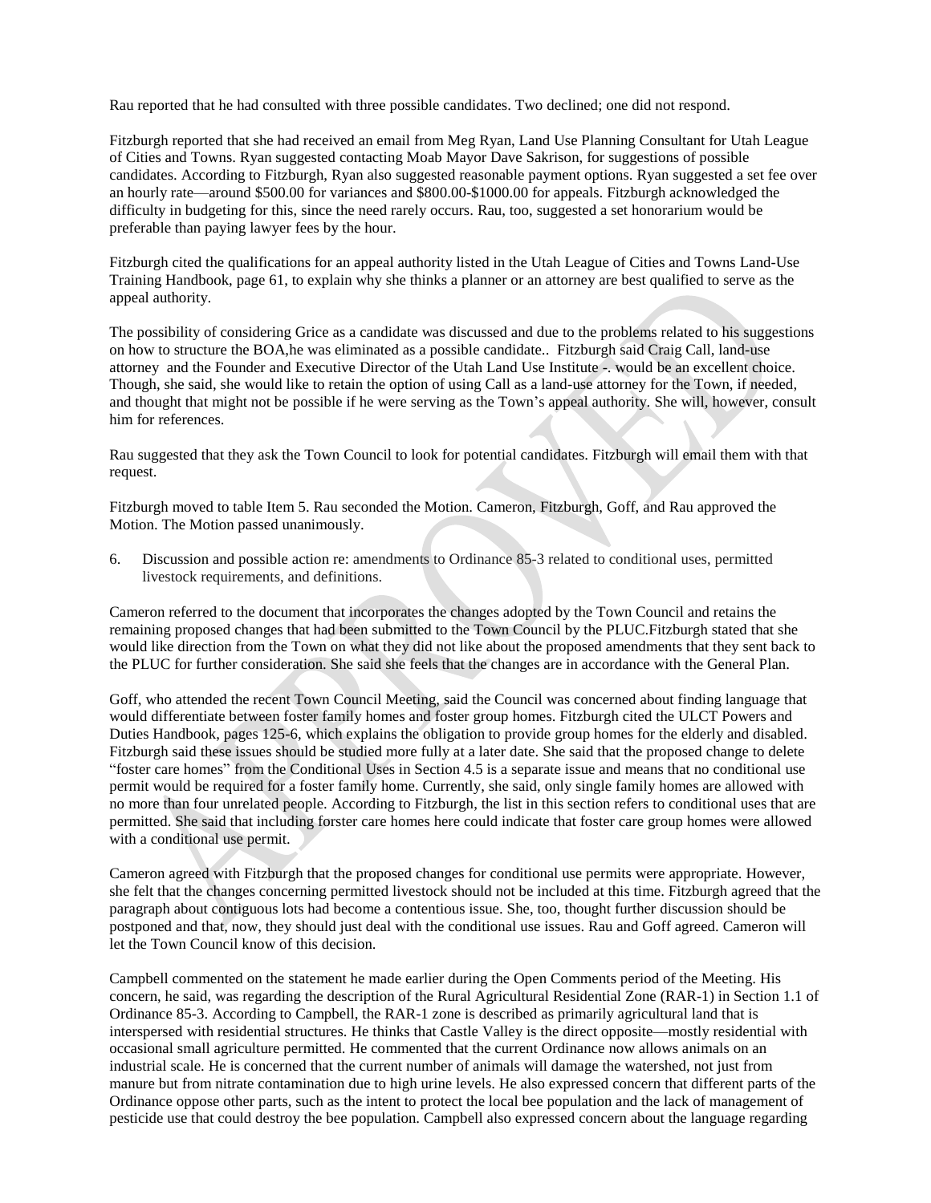Rau reported that he had consulted with three possible candidates. Two declined; one did not respond.

Fitzburgh reported that she had received an email from Meg Ryan, Land Use Planning Consultant for Utah League of Cities and Towns. Ryan suggested contacting Moab Mayor Dave Sakrison, for suggestions of possible candidates. According to Fitzburgh, Ryan also suggested reasonable payment options. Ryan suggested a set fee over an hourly rate—around $500.00 for variances and $800.00-$1000.00 for appeals. Fitzburgh acknowledged the difficulty in budgeting for this, since the need rarely occurs. Rau, too, suggested a set honorarium would be preferable than paying lawyer fees by the hour.

Fitzburgh cited the qualifications for an appeal authority listed in the Utah League of Cities and Towns Land-Use Training Handbook, page 61, to explain why she thinks a planner or an attorney are best qualified to serve as the appeal authority.

The possibility of considering Grice as a candidate was discussed and due to the problems related to his suggestions on how to structure the BOA,he was eliminated as a possible candidate.. Fitzburgh said Craig Call, land-use attorney and the Founder and Executive Director of the Utah Land Use Institute -. would be an excellent choice. Though, she said, she would like to retain the option of using Call as a land-use attorney for the Town, if needed, and thought that might not be possible if he were serving as the Town's appeal authority. She will, however, consult him for references.

Rau suggested that they ask the Town Council to look for potential candidates. Fitzburgh will email them with that request.

Fitzburgh moved to table Item 5. Rau seconded the Motion. Cameron, Fitzburgh, Goff, and Rau approved the Motion. The Motion passed unanimously.

6. Discussion and possible action re: amendments to Ordinance 85-3 related to conditional uses, permitted livestock requirements, and definitions.

Cameron referred to the document that incorporates the changes adopted by the Town Council and retains the remaining proposed changes that had been submitted to the Town Council by the PLUC.Fitzburgh stated that she would like direction from the Town on what they did not like about the proposed amendments that they sent back to the PLUC for further consideration. She said she feels that the changes are in accordance with the General Plan.

Goff, who attended the recent Town Council Meeting, said the Council was concerned about finding language that would differentiate between foster family homes and foster group homes. Fitzburgh cited the ULCT Powers and Duties Handbook, pages 125-6, which explains the obligation to provide group homes for the elderly and disabled. Fitzburgh said these issues should be studied more fully at a later date. She said that the proposed change to delete "foster care homes" from the Conditional Uses in Section 4.5 is a separate issue and means that no conditional use permit would be required for a foster family home. Currently, she said, only single family homes are allowed with no more than four unrelated people. According to Fitzburgh, the list in this section refers to conditional uses that are permitted. She said that including forster care homes here could indicate that foster care group homes were allowed with a conditional use permit.

Cameron agreed with Fitzburgh that the proposed changes for conditional use permits were appropriate. However, she felt that the changes concerning permitted livestock should not be included at this time. Fitzburgh agreed that the paragraph about contiguous lots had become a contentious issue. She, too, thought further discussion should be postponed and that, now, they should just deal with the conditional use issues. Rau and Goff agreed. Cameron will let the Town Council know of this decision.

Campbell commented on the statement he made earlier during the Open Comments period of the Meeting. His concern, he said, was regarding the description of the Rural Agricultural Residential Zone (RAR-1) in Section 1.1 of Ordinance 85-3. According to Campbell, the RAR-1 zone is described as primarily agricultural land that is interspersed with residential structures. He thinks that Castle Valley is the direct opposite—mostly residential with occasional small agriculture permitted. He commented that the current Ordinance now allows animals on an industrial scale. He is concerned that the current number of animals will damage the watershed, not just from manure but from nitrate contamination due to high urine levels. He also expressed concern that different parts of the Ordinance oppose other parts, such as the intent to protect the local bee population and the lack of management of pesticide use that could destroy the bee population. Campbell also expressed concern about the language regarding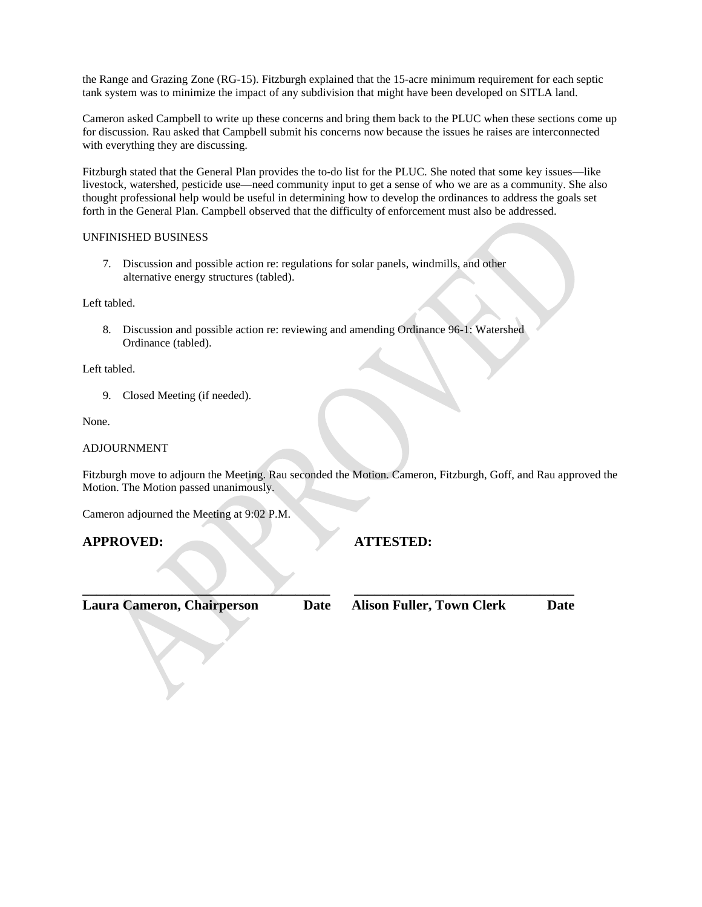the Range and Grazing Zone (RG-15). Fitzburgh explained that the 15-acre minimum requirement for each septic tank system was to minimize the impact of any subdivision that might have been developed on SITLA land.

Cameron asked Campbell to write up these concerns and bring them back to the PLUC when these sections come up for discussion. Rau asked that Campbell submit his concerns now because the issues he raises are interconnected with everything they are discussing.

Fitzburgh stated that the General Plan provides the to-do list for the PLUC. She noted that some key issues—like livestock, watershed, pesticide use—need community input to get a sense of who we are as a community. She also thought professional help would be useful in determining how to develop the ordinances to address the goals set forth in the General Plan. Campbell observed that the difficulty of enforcement must also be addressed.

UNFINISHED BUSINESS

7. Discussion and possible action re: regulations for solar panels, windmills, and other alternative energy structures (tabled).

Left tabled.

8. Discussion and possible action re: reviewing and amending Ordinance 96-1: Watershed Ordinance (tabled).

Left tabled.

9. Closed Meeting (if needed).

None.

ADJOURNMENT

Fitzburgh move to adjourn the Meeting. Rau seconded the Motion. Cameron, Fitzburgh, Goff, and Rau approved the Motion. The Motion passed unanimously.

Cameron adjourned the Meeting at 9:02 P.M.

**APPROVED:** **ATTESTED:**

**Laura Cameron, Chairperson Date** **Alison Fuller, Town Clerk Date**